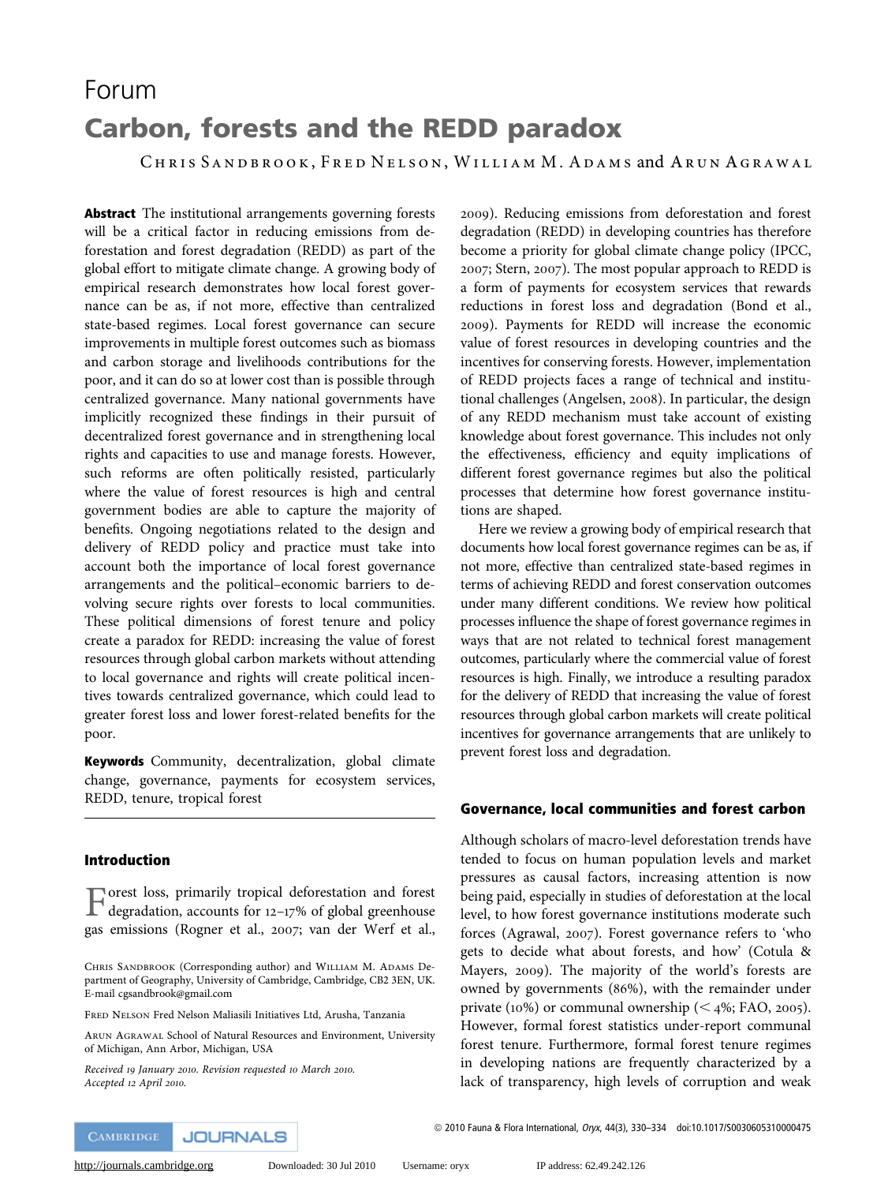Forum

# Carbon, forests and the REDD paradox

Chris Sandbrook, Fred Nelson, William M. Adams and Arun Agrawal

**Abstract** The institutional arrangements governing forests will be a critical factor in reducing emissions from deforestation and forest degradation (REDD) as part of the global effort to mitigate climate change. A growing body of empirical research demonstrates how local forest governance can be as, if not more, effective than centralized state-based regimes. Local forest governance can secure improvements in multiple forest outcomes such as biomass and carbon storage and livelihoods contributions for the poor, and it can do so at lower cost than is possible through centralized governance. Many national governments have implicitly recognized these findings in their pursuit of decentralized forest governance and in strengthening local rights and capacities to use and manage forests. However, such reforms are often politically resisted, particularly where the value of forest resources is high and central government bodies are able to capture the majority of benefits. Ongoing negotiations related to the design and delivery of REDD policy and practice must take into account both the importance of local forest governance arrangements and the political–economic barriers to devolving secure rights over forests to local communities. These political dimensions of forest tenure and policy create a paradox for REDD: increasing the value of forest resources through global carbon markets without attending to local governance and rights will create political incentives towards centralized governance, which could lead to greater forest loss and lower forest-related benefits for the poor.

**Keywords** Community, decentralization, global climate change, governance, payments for ecosystem services, REDD, tenure, tropical forest

## Introduction

Forest loss, primarily tropical deforestation and forest degradation, accounts for 12–17% of global greenhouse gas emissions (Rogner et al., 2007; van der Werf et al., 2009). Reducing emissions from deforestation and forest degradation (REDD) in developing countries has therefore become a priority for global climate change policy (IPCC, 2007; Stern, 2007). The most popular approach to REDD is a form of payments for ecosystem services that rewards reductions in forest loss and degradation (Bond et al., 2009). Payments for REDD will increase the economic value of forest resources in developing countries and the incentives for conserving forests. However, implementation of REDD projects faces a range of technical and institutional challenges (Angelsen, 2008). In particular, the design of any REDD mechanism must take account of existing knowledge about forest governance. This includes not only the effectiveness, efficiency and equity implications of different forest governance regimes but also the political processes that determine how forest governance institutions are shaped.

Here we review a growing body of empirical research that documents how local forest governance regimes can be as, if not more, effective than centralized state-based regimes in terms of achieving REDD and forest conservation outcomes under many different conditions. We review how political processes influence the shape of forest governance regimes in ways that are not related to technical forest management outcomes, particularly where the commercial value of forest resources is high. Finally, we introduce a resulting paradox for the delivery of REDD that increasing the value of forest resources through global carbon markets will create political incentives for governance arrangements that are unlikely to prevent forest loss and degradation.

## Governance, local communities and forest carbon

Although scholars of macro-level deforestation trends have tended to focus on human population levels and market pressures as causal factors, increasing attention is now being paid, especially in studies of deforestation at the local level, to how forest governance institutions moderate such forces (Agrawal, 2007). Forest governance refers to 'who gets to decide what about forests, and how' (Cotula & Mayers, 2009). The majority of the world's forests are owned by governments (86%), with the remainder under private (10%) or communal ownership (< 4%; FAO, 2005). However, formal forest statistics under-report communal forest tenure. Furthermore, formal forest tenure regimes in developing nations are frequently characterized by a lack of transparency, high levels of corruption and weak

Chris Sandbrook (Corresponding author) and William M. Adams Department of Geography, University of Cambridge, Cambridge, CB2 3EN, UK. E-mail cgsandbrook@gmail.com

Fred Nelson Fred Nelson Maliasili Initiatives Ltd, Arusha, Tanzania

Arun Agrawal School of Natural Resources and Environment, University of Michigan, Ann Arbor, Michigan, USA

*Received 19 January 2010. Revision requested 10 March 2010. Accepted 12 April 2010.*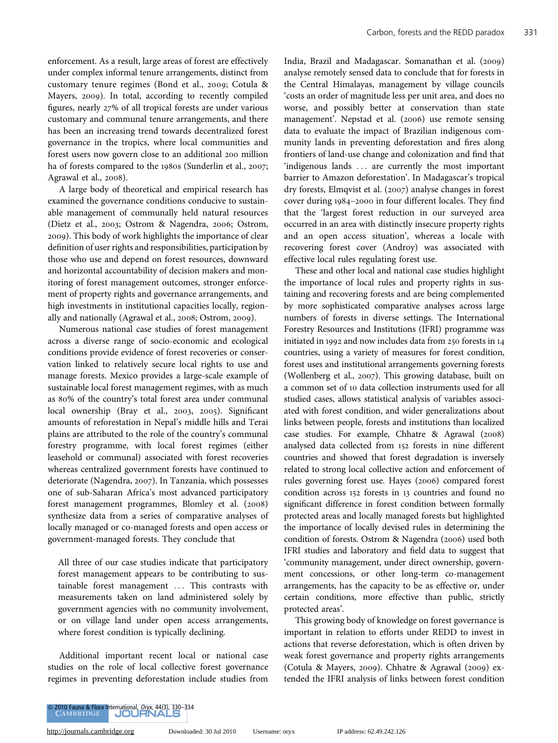enforcement. As a result, large areas of forest are effectively under complex informal tenure arrangements, distinct from customary tenure regimes (Bond et al., 2009; Cotula & Mayers, 2009). In total, according to recently compiled figures, nearly 27% of all tropical forests are under various customary and communal tenure arrangements, and there has been an increasing trend towards decentralized forest governance in the tropics, where local communities and forest users now govern close to an additional 200 million ha of forests compared to the 1980s (Sunderlin et al., 2007; Agrawal et al., 2008).

A large body of theoretical and empirical research has examined the governance conditions conducive to sustainable management of communally held natural resources (Dietz et al., 2003; Ostrom & Nagendra, 2006; Ostrom, 2009). This body of work highlights the importance of clear definition of user rights and responsibilities, participation by those who use and depend on forest resources, downward and horizontal accountability of decision makers and monitoring of forest management outcomes, stronger enforcement of property rights and governance arrangements, and high investments in institutional capacities locally, regionally and nationally (Agrawal et al., 2008; Ostrom, 2009).

Numerous national case studies of forest management across a diverse range of socio-economic and ecological conditions provide evidence of forest recoveries or conservation linked to relatively secure local rights to use and manage forests. Mexico provides a large-scale example of sustainable local forest management regimes, with as much as 80% of the country's total forest area under communal local ownership (Bray et al., 2003, 2005). Significant amounts of reforestation in Nepal's middle hills and Terai plains are attributed to the role of the country's communal forestry programme, with local forest regimes (either leasehold or communal) associated with forest recoveries whereas centralized government forests have continued to deteriorate (Nagendra, 2007). In Tanzania, which possesses one of sub-Saharan Africa's most advanced participatory forest management programmes, Blomley et al. (2008) synthesize data from a series of comparative analyses of locally managed or co-managed forests and open access or government-managed forests. They conclude that

> All three of our case studies indicate that participatory forest management appears to be contributing to sustainable forest management ... This contrasts with measurements taken on land administered solely by government agencies with no community involvement, or on village land under open access arrangements, where forest condition is typically declining.

Additional important recent local or national case studies on the role of local collective forest governance regimes in preventing deforestation include studies from India, Brazil and Madagascar. Somanathan et al. (2009) analyse remotely sensed data to conclude that for forests in the Central Himalayas, management by village councils 'costs an order of magnitude less per unit area, and does no worse, and possibly better at conservation than state management'. Nepstad et al. (2006) use remote sensing data to evaluate the impact of Brazilian indigenous community lands in preventing deforestation and fires along frontiers of land-use change and colonization and find that 'indigenous lands ... are currently the most important barrier to Amazon deforestation'. In Madagascar's tropical dry forests, Elmqvist et al. (2007) analyse changes in forest cover during 1984–2000 in four different locales. They find that the 'largest forest reduction in our surveyed area occurred in an area with distinctly insecure property rights and an open access situation', whereas a locale with recovering forest cover (Androy) was associated with effective local rules regulating forest use.

These and other local and national case studies highlight the importance of local rules and property rights in sustaining and recovering forests and are being complemented by more sophisticated comparative analyses across large numbers of forests in diverse settings. The International Forestry Resources and Institutions (IFRI) programme was initiated in 1992 and now includes data from 250 forests in 14 countries, using a variety of measures for forest condition, forest uses and institutional arrangements governing forests (Wollenberg et al., 2007). This growing database, built on a common set of 10 data collection instruments used for all studied cases, allows statistical analysis of variables associated with forest condition, and wider generalizations about links between people, forests and institutions than localized case studies. For example, Chhatre & Agrawal (2008) analysed data collected from 152 forests in nine different countries and showed that forest degradation is inversely related to strong local collective action and enforcement of rules governing forest use. Hayes (2006) compared forest condition across 152 forests in 13 countries and found no significant difference in forest condition between formally protected areas and locally managed forests but highlighted the importance of locally devised rules in determining the condition of forests. Ostrom & Nagendra (2006) used both IFRI studies and laboratory and field data to suggest that 'community management, under direct ownership, government concessions, or other long-term co-management arrangements, has the capacity to be as effective or, under certain conditions, more effective than public, strictly protected areas'.

This growing body of knowledge on forest governance is important in relation to efforts under REDD to invest in actions that reverse deforestation, which is often driven by weak forest governance and property rights arrangements (Cotula & Mayers, 2009). Chhatre & Agrawal (2009) extended the IFRI analysis of links between forest condition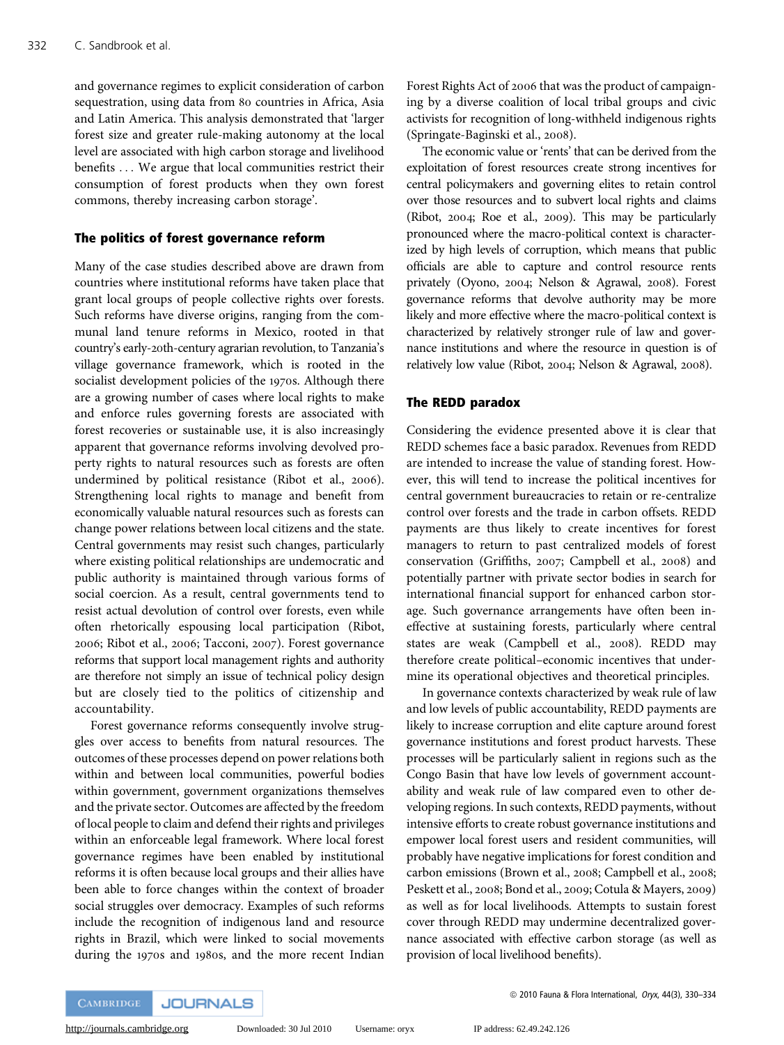and governance regimes to explicit consideration of carbon sequestration, using data from 80 countries in Africa, Asia and Latin America. This analysis demonstrated that 'larger forest size and greater rule-making autonomy at the local level are associated with high carbon storage and livelihood benefits . . . We argue that local communities restrict their consumption of forest products when they own forest commons, thereby increasing carbon storage'.

## The politics of forest governance reform

Many of the case studies described above are drawn from countries where institutional reforms have taken place that grant local groups of people collective rights over forests. Such reforms have diverse origins, ranging from the communal land tenure reforms in Mexico, rooted in that country's early-20th-century agrarian revolution, to Tanzania's village governance framework, which is rooted in the socialist development policies of the 1970s. Although there are a growing number of cases where local rights to make and enforce rules governing forests are associated with forest recoveries or sustainable use, it is also increasingly apparent that governance reforms involving devolved property rights to natural resources such as forests are often undermined by political resistance (Ribot et al., 2006). Strengthening local rights to manage and benefit from economically valuable natural resources such as forests can change power relations between local citizens and the state. Central governments may resist such changes, particularly where existing political relationships are undemocratic and public authority is maintained through various forms of social coercion. As a result, central governments tend to resist actual devolution of control over forests, even while often rhetorically espousing local participation (Ribot, 2006; Ribot et al., 2006; Tacconi, 2007). Forest governance reforms that support local management rights and authority are therefore not simply an issue of technical policy design but are closely tied to the politics of citizenship and accountability.

Forest governance reforms consequently involve struggles over access to benefits from natural resources. The outcomes of these processes depend on power relations both within and between local communities, powerful bodies within government, government organizations themselves and the private sector. Outcomes are affected by the freedom of local people to claim and defend their rights and privileges within an enforceable legal framework. Where local forest governance regimes have been enabled by institutional reforms it is often because local groups and their allies have been able to force changes within the context of broader social struggles over democracy. Examples of such reforms include the recognition of indigenous land and resource rights in Brazil, which were linked to social movements during the 1970s and 1980s, and the more recent Indian Forest Rights Act of 2006 that was the product of campaigning by a diverse coalition of local tribal groups and civic activists for recognition of long-withheld indigenous rights (Springate-Baginski et al., 2008).

The economic value or 'rents' that can be derived from the exploitation of forest resources create strong incentives for central policymakers and governing elites to retain control over those resources and to subvert local rights and claims (Ribot, 2004; Roe et al., 2009). This may be particularly pronounced where the macro-political context is characterized by high levels of corruption, which means that public officials are able to capture and control resource rents privately (Oyono, 2004; Nelson & Agrawal, 2008). Forest governance reforms that devolve authority may be more likely and more effective where the macro-political context is characterized by relatively stronger rule of law and governance institutions and where the resource in question is of relatively low value (Ribot, 2004; Nelson & Agrawal, 2008).

## The REDD paradox

Considering the evidence presented above it is clear that REDD schemes face a basic paradox. Revenues from REDD are intended to increase the value of standing forest. However, this will tend to increase the political incentives for central government bureaucracies to retain or re-centralize control over forests and the trade in carbon offsets. REDD payments are thus likely to create incentives for forest managers to return to past centralized models of forest conservation (Griffiths, 2007; Campbell et al., 2008) and potentially partner with private sector bodies in search for international financial support for enhanced carbon storage. Such governance arrangements have often been ineffective at sustaining forests, particularly where central states are weak (Campbell et al., 2008). REDD may therefore create political–economic incentives that undermine its operational objectives and theoretical principles.

In governance contexts characterized by weak rule of law and low levels of public accountability, REDD payments are likely to increase corruption and elite capture around forest governance institutions and forest product harvests. These processes will be particularly salient in regions such as the Congo Basin that have low levels of government accountability and weak rule of law compared even to other developing regions. In such contexts, REDD payments, without intensive efforts to create robust governance institutions and empower local forest users and resident communities, will probably have negative implications for forest condition and carbon emissions (Brown et al., 2008; Campbell et al., 2008; Peskett et al., 2008; Bond et al., 2009; Cotula & Mayers, 2009) as well as for local livelihoods. Attempts to sustain forest cover through REDD may undermine decentralized governance associated with effective carbon storage (as well as provision of local livelihood benefits).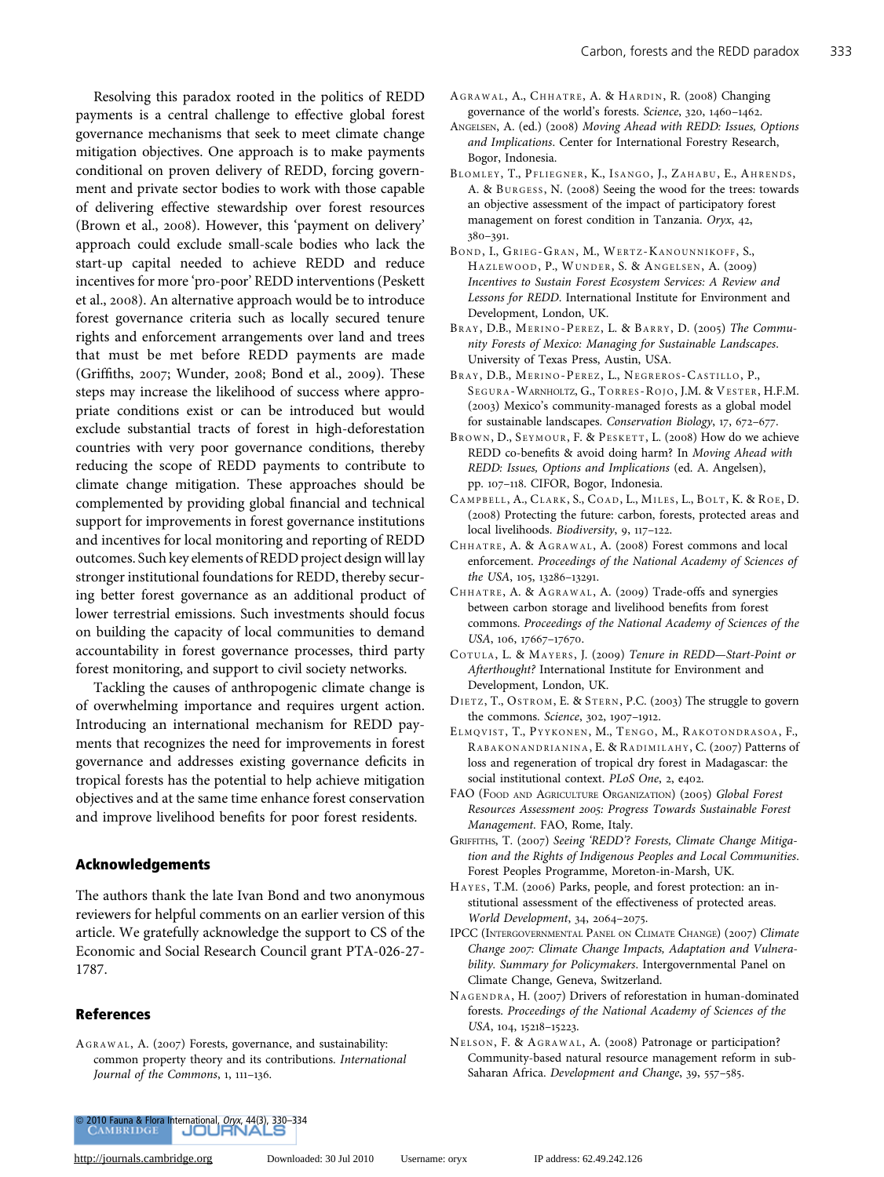Resolving this paradox rooted in the politics of REDD payments is a central challenge to effective global forest governance mechanisms that seek to meet climate change mitigation objectives. One approach is to make payments conditional on proven delivery of REDD, forcing government and private sector bodies to work with those capable of delivering effective stewardship over forest resources (Brown et al., 2008). However, this 'payment on delivery' approach could exclude small-scale bodies who lack the start-up capital needed to achieve REDD and reduce incentives for more 'pro-poor' REDD interventions (Peskett et al., 2008). An alternative approach would be to introduce forest governance criteria such as locally secured tenure rights and enforcement arrangements over land and trees that must be met before REDD payments are made (Griffiths, 2007; Wunder, 2008; Bond et al., 2009). These steps may increase the likelihood of success where appropriate conditions exist or can be introduced but would exclude substantial tracts of forest in high-deforestation countries with very poor governance conditions, thereby reducing the scope of REDD payments to contribute to climate change mitigation. These approaches should be complemented by providing global financial and technical support for improvements in forest governance institutions and incentives for local monitoring and reporting of REDD outcomes. Such key elements of REDD project design will lay stronger institutional foundations for REDD, thereby securing better forest governance as an additional product of lower terrestrial emissions. Such investments should focus on building the capacity of local communities to demand accountability in forest governance processes, third party forest monitoring, and support to civil society networks.

Tackling the causes of anthropogenic climate change is of overwhelming importance and requires urgent action. Introducing an international mechanism for REDD payments that recognizes the need for improvements in forest governance and addresses existing governance deficits in tropical forests has the potential to help achieve mitigation objectives and at the same time enhance forest conservation and improve livelihood benefits for poor forest residents.

## Acknowledgements

The authors thank the late Ivan Bond and two anonymous reviewers for helpful comments on an earlier version of this article. We gratefully acknowledge the support to CS of the Economic and Social Research Council grant PTA-026-27-1787.

## References

Agrawal, A. (2007) Forests, governance, and sustainability: common property theory and its contributions. *International Journal of the Commons*, 1, 111–136.

Agrawal, A., Chhatre, A. & Hardin, R. (2008) Changing governance of the world's forests. *Science*, 320, 1460–1462.

Angelsen, A. (ed.) (2008) *Moving Ahead with REDD: Issues, Options and Implications*. Center for International Forestry Research, Bogor, Indonesia.

Blomley, T., Pfliegner, K., Isango, J., Zahabu, E., Ahrends, A. & Burgess, N. (2008) Seeing the wood for the trees: towards an objective assessment of the impact of participatory forest management on forest condition in Tanzania. *Oryx*, 42, 380–391.

Bond, I., Grieg-Gran, M., Wertz-Kanounnikoff, S., Hazlewood, P., Wunder, S. & Angelsen, A. (2009) *Incentives to Sustain Forest Ecosystem Services: A Review and Lessons for REDD*. International Institute for Environment and Development, London, UK.

Bray, D.B., Merino-Perez, L. & Barry, D. (2005) *The Community Forests of Mexico: Managing for Sustainable Landscapes*. University of Texas Press, Austin, USA.

Bray, D.B., Merino-Perez, L., Negreros-Castillo, P., Segura-Warnholtz, G., Torres-Rojo, J.M. & Vester, H.F.M. (2003) Mexico's community-managed forests as a global model for sustainable landscapes. *Conservation Biology*, 17, 672–677.

Brown, D., Seymour, F. & Peskett, L. (2008) How do we achieve REDD co-benefits & avoid doing harm? In *Moving Ahead with REDD: Issues, Options and Implications* (ed. A. Angelsen), pp. 107–118. CIFOR, Bogor, Indonesia.

Campbell, A., Clark, S., Coad, L., Miles, L., Bolt, K. & Roe, D. (2008) Protecting the future: carbon, forests, protected areas and local livelihoods. *Biodiversity*, 9, 117–122.

Chhatre, A. & Agrawal, A. (2008) Forest commons and local enforcement. *Proceedings of the National Academy of Sciences of the USA*, 105, 13286–13291.

Chhatre, A. & Agrawal, A. (2009) Trade-offs and synergies between carbon storage and livelihood benefits from forest commons. *Proceedings of the National Academy of Sciences of the USA*, 106, 17667–17670.

Cotula, L. & Mayers, J. (2009) *Tenure in REDD—Start-Point or Afterthought?* International Institute for Environment and Development, London, UK.

Dietz, T., Ostrom, E. & Stern, P.C. (2003) The struggle to govern the commons. *Science*, 302, 1907–1912.

Elmqvist, T., Pyykonen, M., Tengo, M., Rakotondrasoa, F., Rabakonandrianina, E. & Radimilahy, C. (2007) Patterns of loss and regeneration of tropical dry forest in Madagascar: the social institutional context. *PLoS One*, 2, e402.

FAO (Food and Agriculture Organization) (2005) *Global Forest Resources Assessment 2005: Progress Towards Sustainable Forest Management*. FAO, Rome, Italy.

Griffiths, T. (2007) *Seeing 'REDD'? Forests, Climate Change Mitigation and the Rights of Indigenous Peoples and Local Communities*. Forest Peoples Programme, Moreton-in-Marsh, UK.

Hayes, T.M. (2006) Parks, people, and forest protection: an institutional assessment of the effectiveness of protected areas. *World Development*, 34, 2064–2075.

IPCC (Intergovernmental Panel on Climate Change) (2007) *Climate Change 2007: Climate Change Impacts, Adaptation and Vulnerability. Summary for Policymakers*. Intergovernmental Panel on Climate Change, Geneva, Switzerland.

Nagendra, H. (2007) Drivers of reforestation in human-dominated forests. *Proceedings of the National Academy of Sciences of the USA*, 104, 15218–15223.

Nelson, F. & Agrawal, A. (2008) Patronage or participation? Community-based natural resource management reform in sub-Saharan Africa. *Development and Change*, 39, 557–585.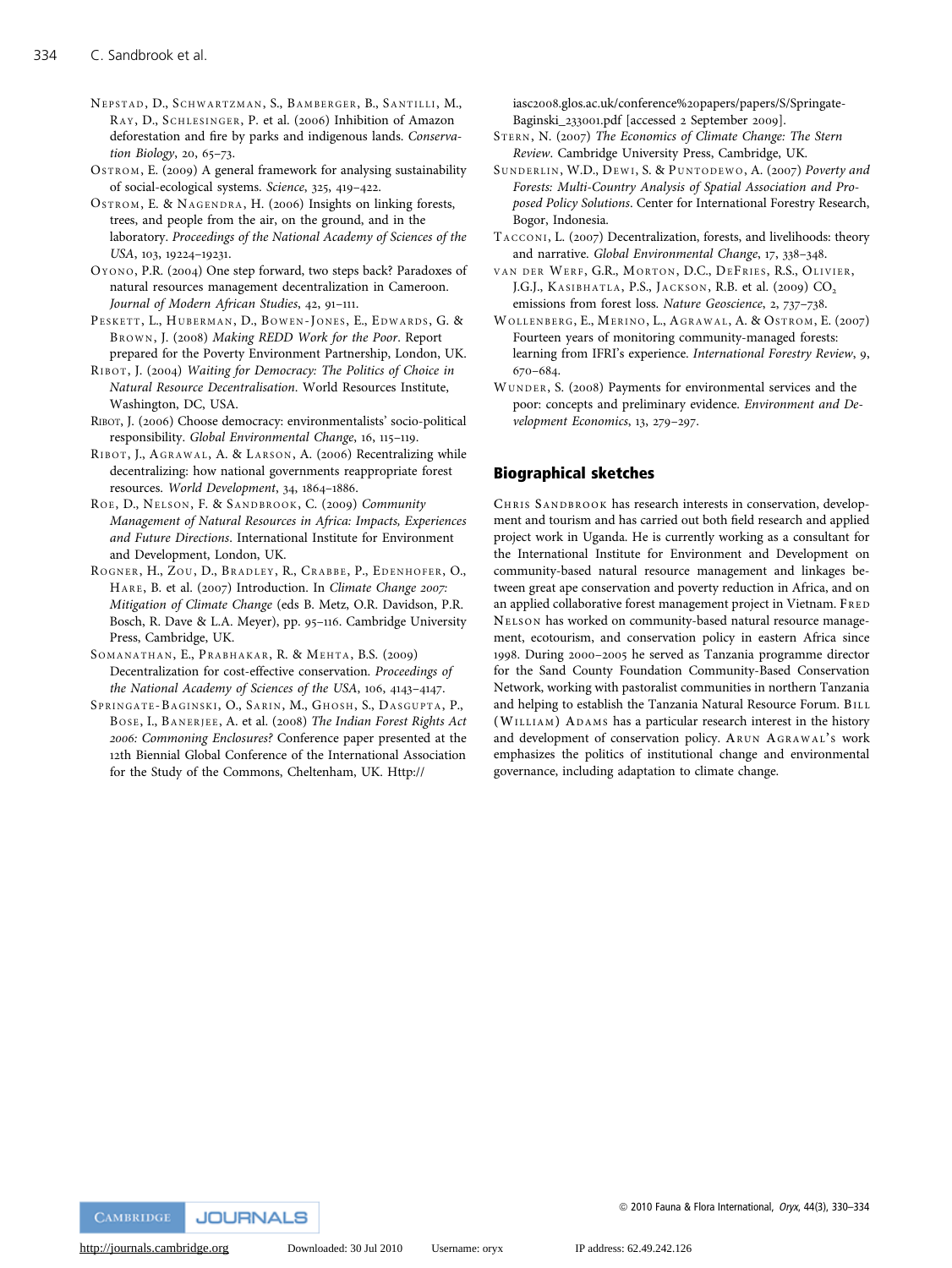Nepstad, D., Schwartzman, S., Bamberger, B., Santilli, M., Ray, D., Schlesinger, P. et al. (2006) Inhibition of Amazon deforestation and fire by parks and indigenous lands. *Conservation Biology*, 20, 65–73.

Ostrom, E. (2009) A general framework for analysing sustainability of social-ecological systems. *Science*, 325, 419–422.

Ostrom, E. & Nagendra, H. (2006) Insights on linking forests, trees, and people from the air, on the ground, and in the laboratory. *Proceedings of the National Academy of Sciences of the USA*, 103, 19224–19231.

Oyono, P.R. (2004) One step forward, two steps back? Paradoxes of natural resources management decentralization in Cameroon. *Journal of Modern African Studies*, 42, 91–111.

Peskett, L., Huberman, D., Bowen-Jones, E., Edwards, G. & Brown, J. (2008) *Making REDD Work for the Poor*. Report prepared for the Poverty Environment Partnership, London, UK.

Ribot, J. (2004) *Waiting for Democracy: The Politics of Choice in Natural Resource Decentralisation*. World Resources Institute, Washington, DC, USA.

Ribot, J. (2006) Choose democracy: environmentalists' socio-political responsibility. *Global Environmental Change*, 16, 115–119.

Ribot, J., Agrawal, A. & Larson, A. (2006) Recentralizing while decentralizing: how national governments reappropriate forest resources. *World Development*, 34, 1864–1886.

Roe, D., Nelson, F. & Sandbrook, C. (2009) *Community Management of Natural Resources in Africa: Impacts, Experiences and Future Directions*. International Institute for Environment and Development, London, UK.

Rogner, H., Zou, D., Bradley, R., Crabbe, P., Edenhofer, O., Hare, B. et al. (2007) Introduction. In *Climate Change 2007: Mitigation of Climate Change* (eds B. Metz, O.R. Davidson, P.R. Bosch, R. Dave & L.A. Meyer), pp. 95–116. Cambridge University Press, Cambridge, UK.

Somanathan, E., Prabhakar, R. & Mehta, B.S. (2009) Decentralization for cost-effective conservation. *Proceedings of the National Academy of Sciences of the USA*, 106, 4143–4147.

Springate-Baginski, O., Sarin, M., Ghosh, S., Dasgupta, P., Bose, I., Banerjee, A. et al. (2008) *The Indian Forest Rights Act 2006: Commoning Enclosures?* Conference paper presented at the 12th Biennial Global Conference of the International Association for the Study of the Commons, Cheltenham, UK. Http://iasc2008.glos.ac.uk/conference%20papers/papers/S/Springate-Baginski_233001.pdf [accessed 2 September 2009].

Stern, N. (2007) *The Economics of Climate Change: The Stern Review*. Cambridge University Press, Cambridge, UK.

Sunderlin, W.D., Dewi, S. & Puntodewo, A. (2007) *Poverty and Forests: Multi-Country Analysis of Spatial Association and Proposed Policy Solutions*. Center for International Forestry Research, Bogor, Indonesia.

Tacconi, L. (2007) Decentralization, forests, and livelihoods: theory and narrative. *Global Environmental Change*, 17, 338–348.

van der Werf, G.R., Morton, D.C., DeFries, R.S., Olivier, J.G.J., Kasibhatla, P.S., Jackson, R.B. et al. (2009) $CO_2$ emissions from forest loss. *Nature Geoscience*, 2, 737–738.

Wollenberg, E., Merino, L., Agrawal, A. & Ostrom, E. (2007) Fourteen years of monitoring community-managed forests: learning from IFRI's experience. *International Forestry Review*, 9, 670–684.

Wunder, S. (2008) Payments for environmental services and the poor: concepts and preliminary evidence. *Environment and Development Economics*, 13, 279–297.

## Biographical sketches

Chris Sandbrook has research interests in conservation, development and tourism and has carried out both field research and applied project work in Uganda. He is currently working as a consultant for the International Institute for Environment and Development on community-based natural resource management and linkages between great ape conservation and poverty reduction in Africa, and on an applied collaborative forest management project in Vietnam. Fred Nelson has worked on community-based natural resource management, ecotourism, and conservation policy in eastern Africa since 1998. During 2000–2005 he served as Tanzania programme director for the Sand County Foundation Community-Based Conservation Network, working with pastoralist communities in northern Tanzania and helping to establish the Tanzania Natural Resource Forum. Bill (William) Adams has a particular research interest in the history and development of conservation policy. Arun Agrawal's work emphasizes the politics of institutional change and environmental governance, including adaptation to climate change.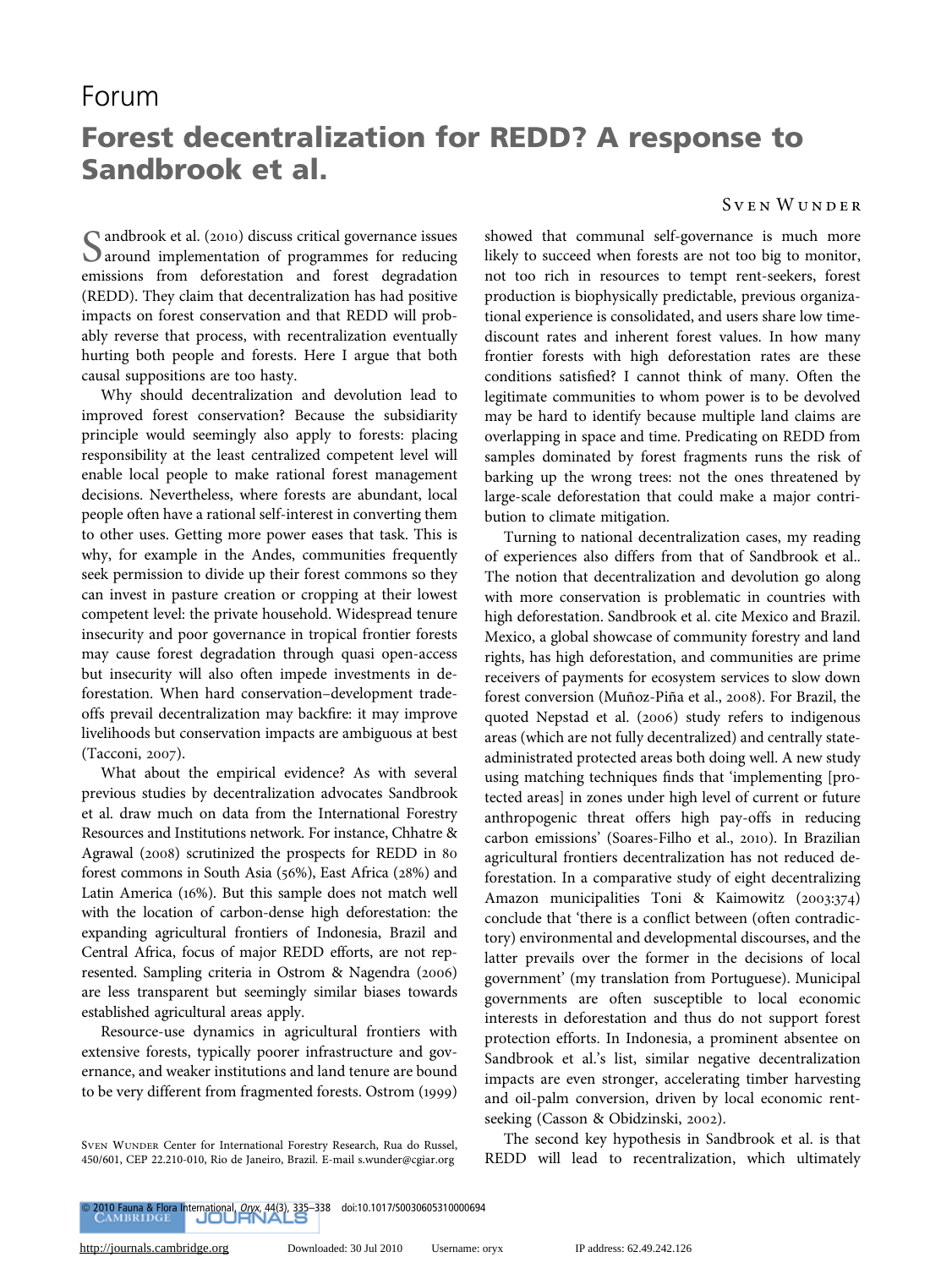# Forum

## Forest decentralization for REDD? A response to Sandbrook et al.

SVEN WUNDER

Sandbrook et al. (2010) discuss critical governance issues around implementation of programmes for reducing emissions from deforestation and forest degradation (REDD). They claim that decentralization has had positive impacts on forest conservation and that REDD will probably reverse that process, with recentralization eventually hurting both people and forests. Here I argue that both causal suppositions are too hasty.

Why should decentralization and devolution lead to improved forest conservation? Because the subsidiarity principle would seemingly also apply to forests: placing responsibility at the least centralized competent level will enable local people to make rational forest management decisions. Nevertheless, where forests are abundant, local people often have a rational self-interest in converting them to other uses. Getting more power eases that task. This is why, for example in the Andes, communities frequently seek permission to divide up their forest commons so they can invest in pasture creation or cropping at their lowest competent level: the private household. Widespread tenure insecurity and poor governance in tropical frontier forests may cause forest degradation through quasi open-access but insecurity will also often impede investments in deforestation. When hard conservation–development trade-offs prevail decentralization may backfire: it may improve livelihoods but conservation impacts are ambiguous at best (Tacconi, 2007).

What about the empirical evidence? As with several previous studies by decentralization advocates Sandbrook et al. draw much on data from the International Forestry Resources and Institutions network. For instance, Chhatre & Agrawal (2008) scrutinized the prospects for REDD in 80 forest commons in South Asia (56%), East Africa (28%) and Latin America (16%). But this sample does not match well with the location of carbon-dense high deforestation: the expanding agricultural frontiers of Indonesia, Brazil and Central Africa, focus of major REDD efforts, are not represented. Sampling criteria in Ostrom & Nagendra (2006) are less transparent but seemingly similar biases towards established agricultural areas apply.

Resource-use dynamics in agricultural frontiers with extensive forests, typically poorer infrastructure and governance, and weaker institutions and land tenure are bound to be very different from fragmented forests. Ostrom (1999) showed that communal self-governance is much more likely to succeed when forests are not too big to monitor, not too rich in resources to tempt rent-seekers, forest production is biophysically predictable, previous organizational experience is consolidated, and users share low time-discount rates and inherent forest values. In how many frontier forests with high deforestation rates are these conditions satisfied? I cannot think of many. Often the legitimate communities to whom power is to be devolved may be hard to identify because multiple land claims are overlapping in space and time. Predicating on REDD from samples dominated by forest fragments runs the risk of barking up the wrong trees: not the ones threatened by large-scale deforestation that could make a major contribution to climate mitigation.

Turning to national decentralization cases, my reading of experiences also differs from that of Sandbrook et al.. The notion that decentralization and devolution go along with more conservation is problematic in countries with high deforestation. Sandbrook et al. cite Mexico and Brazil. Mexico, a global showcase of community forestry and land rights, has high deforestation, and communities are prime receivers of payments for ecosystem services to slow down forest conversion (Muñoz-Piña et al., 2008). For Brazil, the quoted Nepstad et al. (2006) study refers to indigenous areas (which are not fully decentralized) and centrally state-administrated protected areas both doing well. A new study using matching techniques finds that 'implementing [protected areas] in zones under high level of current or future anthropogenic threat offers high pay-offs in reducing carbon emissions' (Soares-Filho et al., 2010). In Brazilian agricultural frontiers decentralization has not reduced deforestation. In a comparative study of eight decentralizing Amazon municipalities Toni & Kaimowitz (2003:374) conclude that 'there is a conflict between (often contradictory) environmental and developmental discourses, and the latter prevails over the former in the decisions of local government' (my translation from Portuguese). Municipal governments are often susceptible to local economic interests in deforestation and thus do not support forest protection efforts. In Indonesia, a prominent absentee on Sandbrook et al.'s list, similar negative decentralization impacts are even stronger, accelerating timber harvesting and oil-palm conversion, driven by local economic rent-seeking (Casson & Obidzinski, 2002).

The second key hypothesis in Sandbrook et al. is that REDD will lead to recentralization, which ultimately

SVEN WUNDER Center for International Forestry Research, Rua do Russel, 450/601, CEP 22.210-010, Rio de Janeiro, Brazil. E-mail s.wunder@cgiar.org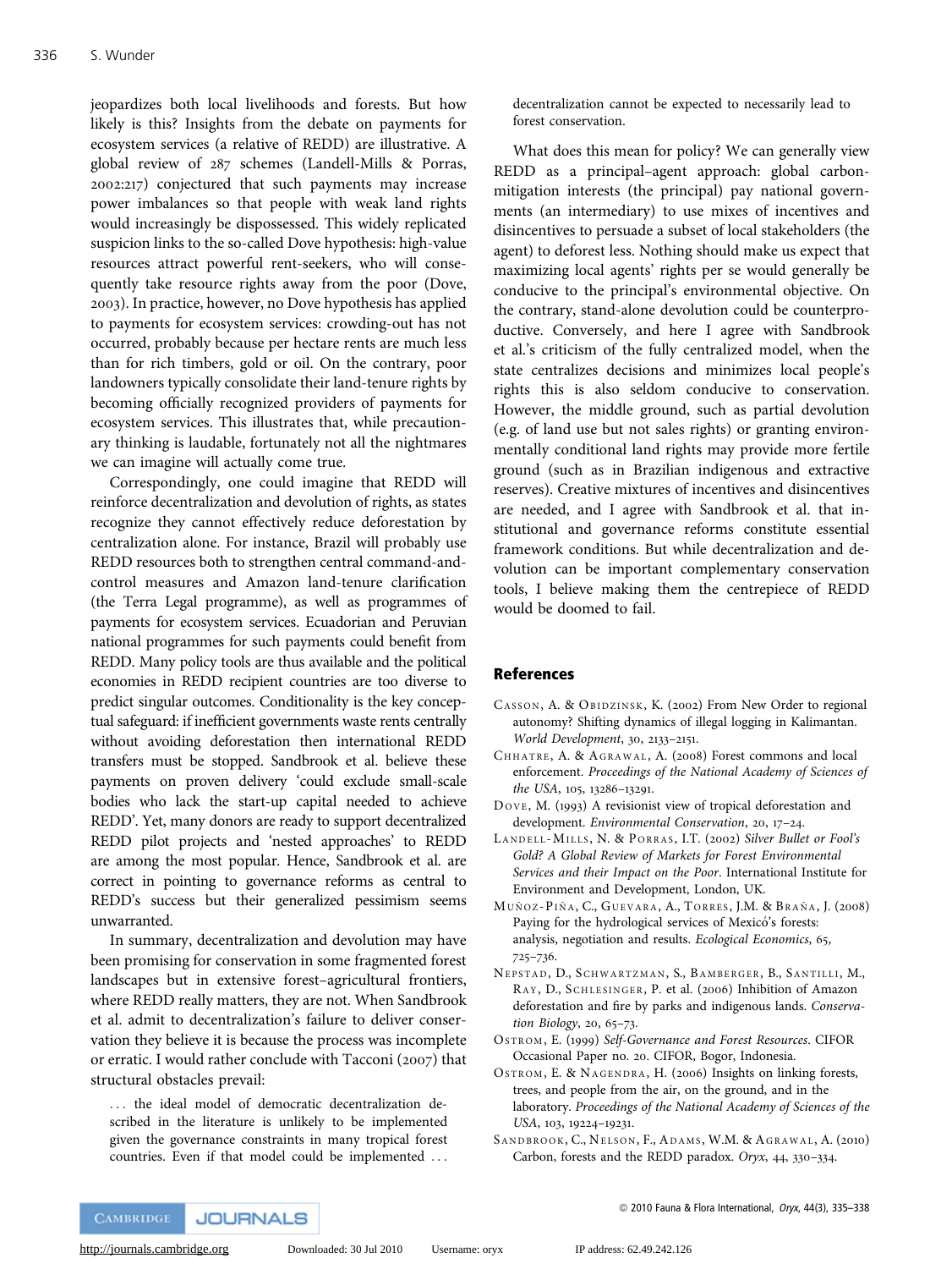jeopardizes both local livelihoods and forests. But how likely is this? Insights from the debate on payments for ecosystem services (a relative of REDD) are illustrative. A global review of 287 schemes (Landell-Mills & Porras, 2002:217) conjectured that such payments may increase power imbalances so that people with weak land rights would increasingly be dispossessed. This widely replicated suspicion links to the so-called Dove hypothesis: high-value resources attract powerful rent-seekers, who will consequently take resource rights away from the poor (Dove, 2003). In practice, however, no Dove hypothesis has applied to payments for ecosystem services: crowding-out has not occurred, probably because per hectare rents are much less than for rich timbers, gold or oil. On the contrary, poor landowners typically consolidate their land-tenure rights by becoming officially recognized providers of payments for ecosystem services. This illustrates that, while precautionary thinking is laudable, fortunately not all the nightmares we can imagine will actually come true.

Correspondingly, one could imagine that REDD will reinforce decentralization and devolution of rights, as states recognize they cannot effectively reduce deforestation by centralization alone. For instance, Brazil will probably use REDD resources both to strengthen central command-and-control measures and Amazon land-tenure clarification (the Terra Legal programme), as well as programmes of payments for ecosystem services. Ecuadorian and Peruvian national programmes for such payments could benefit from REDD. Many policy tools are thus available and the political economies in REDD recipient countries are too diverse to predict singular outcomes. Conditionality is the key conceptual safeguard: if inefficient governments waste rents centrally without avoiding deforestation then international REDD transfers must be stopped. Sandbrook et al. believe these payments on proven delivery 'could exclude small-scale bodies who lack the start-up capital needed to achieve REDD'. Yet, many donors are ready to support decentralized REDD pilot projects and 'nested approaches' to REDD are among the most popular. Hence, Sandbrook et al. are correct in pointing to governance reforms as central to REDD's success but their generalized pessimism seems unwarranted.

In summary, decentralization and devolution may have been promising for conservation in some fragmented forest landscapes but in extensive forest–agricultural frontiers, where REDD really matters, they are not. When Sandbrook et al. admit to decentralization's failure to deliver conservation they believe it is because the process was incomplete or erratic. I would rather conclude with Tacconi (2007) that structural obstacles prevail:

> . . . the ideal model of democratic decentralization described in the literature is unlikely to be implemented given the governance constraints in many tropical forest countries. Even if that model could be implemented . . . decentralization cannot be expected to necessarily lead to forest conservation.

What does this mean for policy? We can generally view REDD as a principal–agent approach: global carbon-mitigation interests (the principal) pay national governments (an intermediary) to use mixes of incentives and disincentives to persuade a subset of local stakeholders (the agent) to deforest less. Nothing should make us expect that maximizing local agents' rights per se would generally be conducive to the principal's environmental objective. On the contrary, stand-alone devolution could be counterproductive. Conversely, and here I agree with Sandbrook et al.'s criticism of the fully centralized model, when the state centralizes decisions and minimizes local people's rights this is also seldom conducive to conservation. However, the middle ground, such as partial devolution (e.g. of land use but not sales rights) or granting environmentally conditional land rights may provide more fertile ground (such as in Brazilian indigenous and extractive reserves). Creative mixtures of incentives and disincentives are needed, and I agree with Sandbrook et al. that institutional and governance reforms constitute essential framework conditions. But while decentralization and devolution can be important complementary conservation tools, I believe making them the centrepiece of REDD would be doomed to fail.

## References

Casson, A. & Obidzinsk, K. (2002) From New Order to regional autonomy? Shifting dynamics of illegal logging in Kalimantan. *World Development*, 30, 2133–2151.

Chhatre, A. & Agrawal, A. (2008) Forest commons and local enforcement. *Proceedings of the National Academy of Sciences of the USA*, 105, 13286–13291.

Dove, M. (1993) A revisionist view of tropical deforestation and development. *Environmental Conservation*, 20, 17–24.

Landell-Mills, N. & Porras, I.T. (2002) *Silver Bullet or Fool's Gold? A Global Review of Markets for Forest Environmental Services and their Impact on the Poor*. International Institute for Environment and Development, London, UK.

Muñoz-Piña, C., Guevara, A., Torres, J.M. & Braña, J. (2008) Paying for the hydrological services of Mexicó's forests: analysis, negotiation and results. *Ecological Economics*, 65, 725–736.

Nepstad, D., Schwartzman, S., Bamberger, B., Santilli, M., Ray, D., Schlesinger, P. et al. (2006) Inhibition of Amazon deforestation and fire by parks and indigenous lands. *Conservation Biology*, 20, 65–73.

Ostrom, E. (1999) *Self-Governance and Forest Resources*. CIFOR Occasional Paper no. 20. CIFOR, Bogor, Indonesia.

Ostrom, E. & Nagendra, H. (2006) Insights on linking forests, trees, and people from the air, on the ground, and in the laboratory. *Proceedings of the National Academy of Sciences of the USA*, 103, 19224–19231.

Sandbrook, C., Nelson, F., Adams, W.M. & Agrawal, A. (2010) Carbon, forests and the REDD paradox. *Oryx*, 44, 330–334.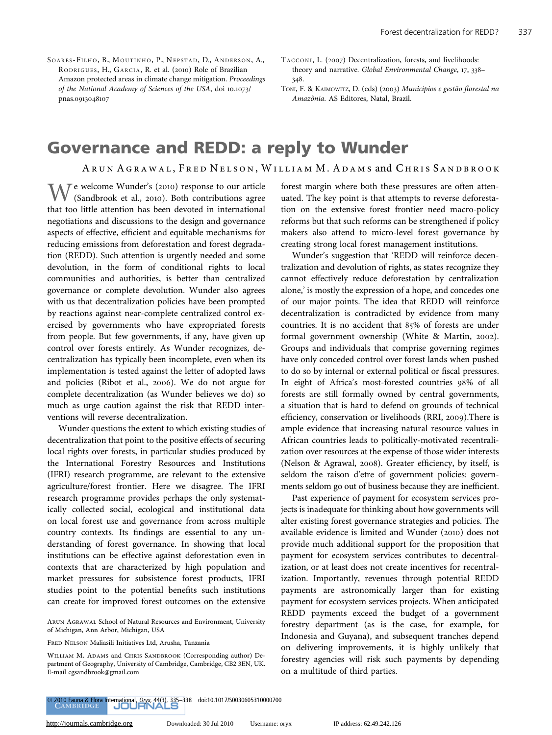Soares-Filho, B., Moutinho, P., Nepstad, D., Anderson, A., Rodrigues, H., Garcia, R. et al. (2010) Role of Brazilian Amazon protected areas in climate change mitigation. *Proceedings of the National Academy of Sciences of the USA*, doi 10.1073/pnas.0913048107

Tacconi, L. (2007) Decentralization, forests, and livelihoods: theory and narrative. *Global Environmental Change*, 17, 338–348.

Toni, F. & Kaimowitz, D. (eds) (2003) *Municípios e gestão florestal na Amazônia*. AS Editores, Natal, Brazil.

# Governance and REDD: a reply to Wunder

Arun Agrawal, Fred Nelson, William M. Adams and Chris Sandbrook

We welcome Wunder's (2010) response to our article (Sandbrook et al., 2010). Both contributions agree that too little attention has been devoted in international negotiations and discussions to the design and governance aspects of effective, efficient and equitable mechanisms for reducing emissions from deforestation and forest degradation (REDD). Such attention is urgently needed and some devolution, in the form of conditional rights to local communities and authorities, is better than centralized governance or complete devolution. Wunder also agrees with us that decentralization policies have been prompted by reactions against near-complete centralized control exercised by governments who have expropriated forests from people. But few governments, if any, have given up control over forests entirely. As Wunder recognizes, decentralization has typically been incomplete, even when its implementation is tested against the letter of adopted laws and policies (Ribot et al., 2006). We do not argue for complete decentralization (as Wunder believes we do) so much as urge caution against the risk that REDD interventions will reverse decentralization.

Wunder questions the extent to which existing studies of decentralization that point to the positive effects of securing local rights over forests, in particular studies produced by the International Forestry Resources and Institutions (IFRI) research programme, are relevant to the extensive agriculture/forest frontier. Here we disagree. The IFRI research programme provides perhaps the only systematically collected social, ecological and institutional data on local forest use and governance from across multiple country contexts. Its findings are essential to any understanding of forest governance. In showing that local institutions can be effective against deforestation even in contexts that are characterized by high population and market pressures for subsistence forest products, IFRI studies point to the potential benefits such institutions can create for improved forest outcomes on the extensive forest margin where both these pressures are often attenuated. The key point is that attempts to reverse deforestation on the extensive forest frontier need macro-policy reforms but that such reforms can be strengthened if policy makers also attend to micro-level forest governance by creating strong local forest management institutions.

Wunder's suggestion that 'REDD will reinforce decentralization and devolution of rights, as states recognize they cannot effectively reduce deforestation by centralization alone,' is mostly the expression of a hope, and concedes one of our major points. The idea that REDD will reinforce decentralization is contradicted by evidence from many countries. It is no accident that 85% of forests are under formal government ownership (White & Martin, 2002). Groups and individuals that comprise governing regimes have only conceded control over forest lands when pushed to do so by internal or external political or fiscal pressures. In eight of Africa's most-forested countries 98% of all forests are still formally owned by central governments, a situation that is hard to defend on grounds of technical efficiency, conservation or livelihoods (RRI, 2009).There is ample evidence that increasing natural resource values in African countries leads to politically-motivated recentralization over resources at the expense of those wider interests (Nelson & Agrawal, 2008). Greater efficiency, by itself, is seldom the raison d'etre of government policies: governments seldom go out of business because they are inefficient.

Past experience of payment for ecosystem services projects is inadequate for thinking about how governments will alter existing forest governance strategies and policies. The available evidence is limited and Wunder (2010) does not provide much additional support for the proposition that payment for ecosystem services contributes to decentralization, or at least does not create incentives for recentralization. Importantly, revenues through potential REDD payments are astronomically larger than for existing payment for ecosystem services projects. When anticipated REDD payments exceed the budget of a government forestry department (as is the case, for example, for Indonesia and Guyana), and subsequent tranches depend on delivering improvements, it is highly unlikely that forestry agencies will risk such payments by depending on a multitude of third parties.

Arun Agrawal School of Natural Resources and Environment, University of Michigan, Ann Arbor, Michigan, USA

Fred Nelson Maliasili Initiatives Ltd, Arusha, Tanzania

William M. Adams and Chris Sandbrook (Corresponding author) Department of Geography, University of Cambridge, Cambridge, CB2 3EN, UK. E-mail cgsandbrook@gmail.com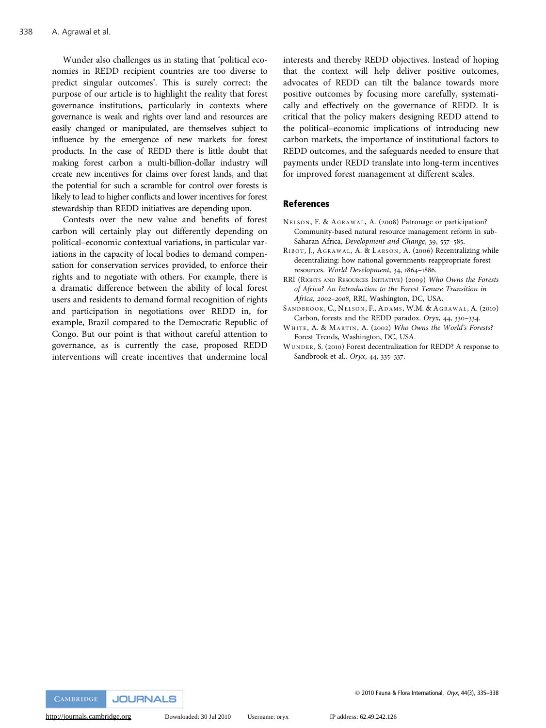Wunder also challenges us in stating that 'political economies in REDD recipient countries are too diverse to predict singular outcomes'. This is surely correct: the purpose of our article is to highlight the reality that forest governance institutions, particularly in contexts where governance is weak and rights over land and resources are easily changed or manipulated, are themselves subject to influence by the emergence of new markets for forest products. In the case of REDD there is little doubt that making forest carbon a multi-billion-dollar industry will create new incentives for claims over forest lands, and that the potential for such a scramble for control over forests is likely to lead to higher conflicts and lower incentives for forest stewardship than REDD initiatives are depending upon.

Contests over the new value and benefits of forest carbon will certainly play out differently depending on political–economic contextual variations, in particular variations in the capacity of local bodies to demand compensation for conservation services provided, to enforce their rights and to negotiate with others. For example, there is a dramatic difference between the ability of local forest users and residents to demand formal recognition of rights and participation in negotiations over REDD in, for example, Brazil compared to the Democratic Republic of Congo. But our point is that without careful attention to governance, as is currently the case, proposed REDD interventions will create incentives that undermine local interests and thereby REDD objectives. Instead of hoping that the context will help deliver positive outcomes, advocates of REDD can tilt the balance towards more positive outcomes by focusing more carefully, systematically and effectively on the governance of REDD. It is critical that the policy makers designing REDD attend to the political–economic implications of introducing new carbon markets, the importance of institutional factors to REDD outcomes, and the safeguards needed to ensure that payments under REDD translate into long-term incentives for improved forest management at different scales.

## References

Nelson, F. & Agrawal, A. (2008) Patronage or participation? Community-based natural resource management reform in sub-Saharan Africa, *Development and Change*, 39, 557–585.

Ribot, J., Agrawal, A. & Larson, A. (2006) Recentralizing while decentralizing: how national governments reappropriate forest resources. *World Development*, 34, 1864–1886.

RRI (Rights and Resources Initiative) (2009) *Who Owns the Forests of Africa? An Introduction to the Forest Tenure Transition in Africa, 2002–2008*, RRI, Washington, DC, USA.

Sandbrook, C., Nelson, F., Adams, W.M. & Agrawal, A. (2010) Carbon, forests and the REDD paradox. *Oryx*, 44, 330–334.

White, A. & Martin, A. (2002) *Who Owns the World's Forests?* Forest Trends, Washington, DC, USA.

Wunder, S. (2010) Forest decentralization for REDD? A response to Sandbrook et al.. *Oryx*, 44, 335–337.